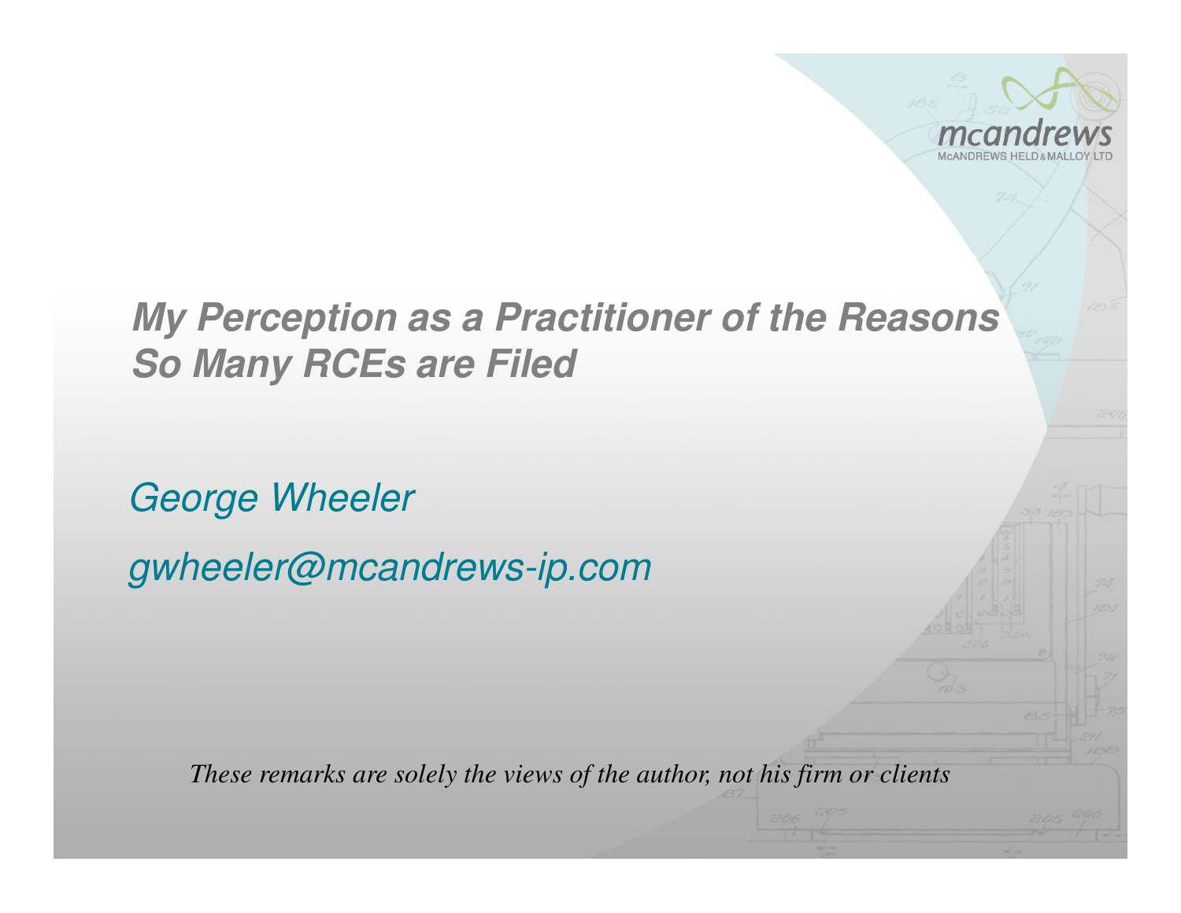# *My Perception as a Practitioner of the Reasons So Many RCEs are Filed*

*George Wheeler*

*gwheeler@mcandrews-ip.com*

*These remarks are solely the views of the author, not his firm or clients*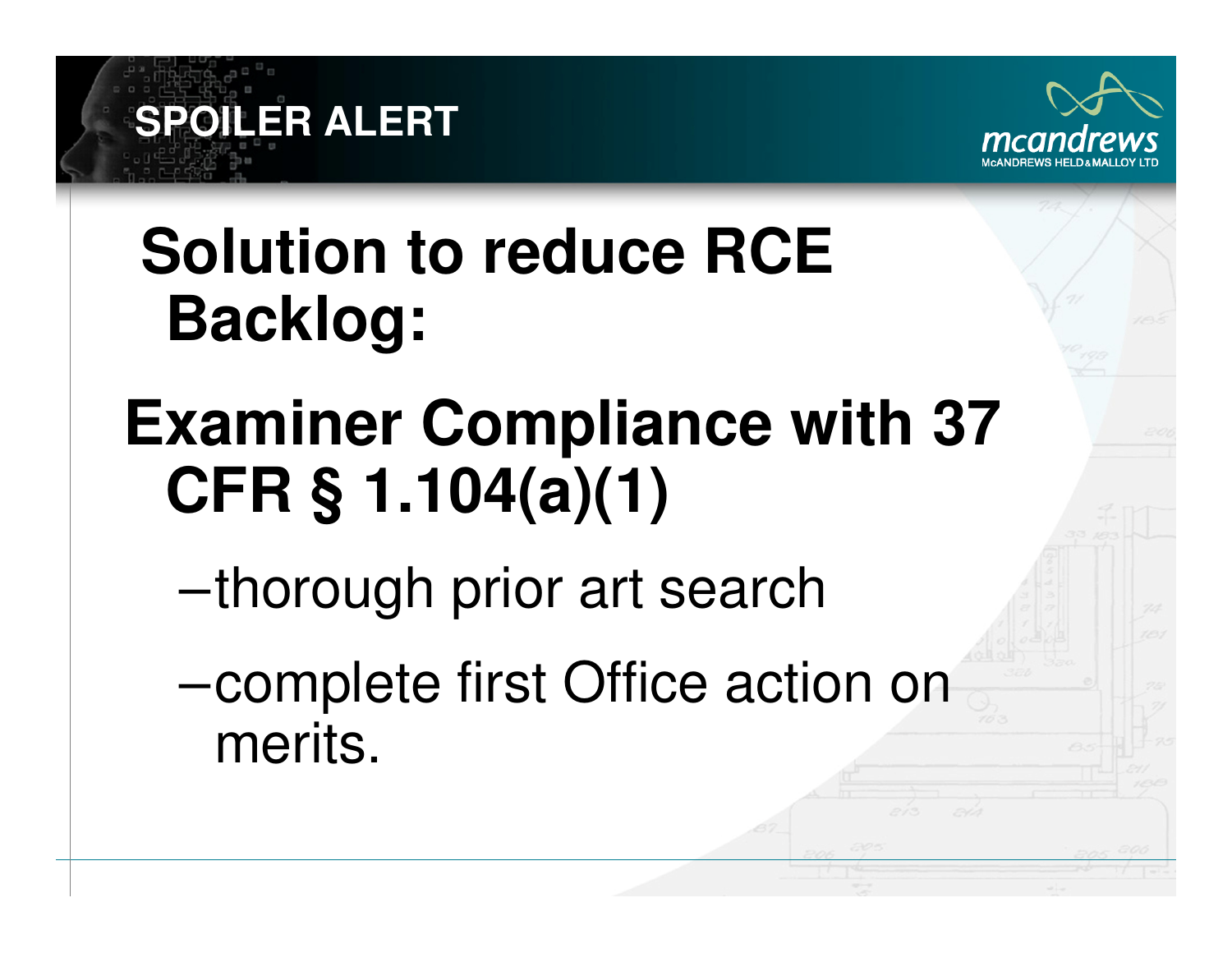## SPOILER ALERT

# Solution to reduce RCE Backlog:

# Examiner Compliance with 37 CFR § 1.104(a)(1)

- thorough prior art search
- complete first Office action on merits.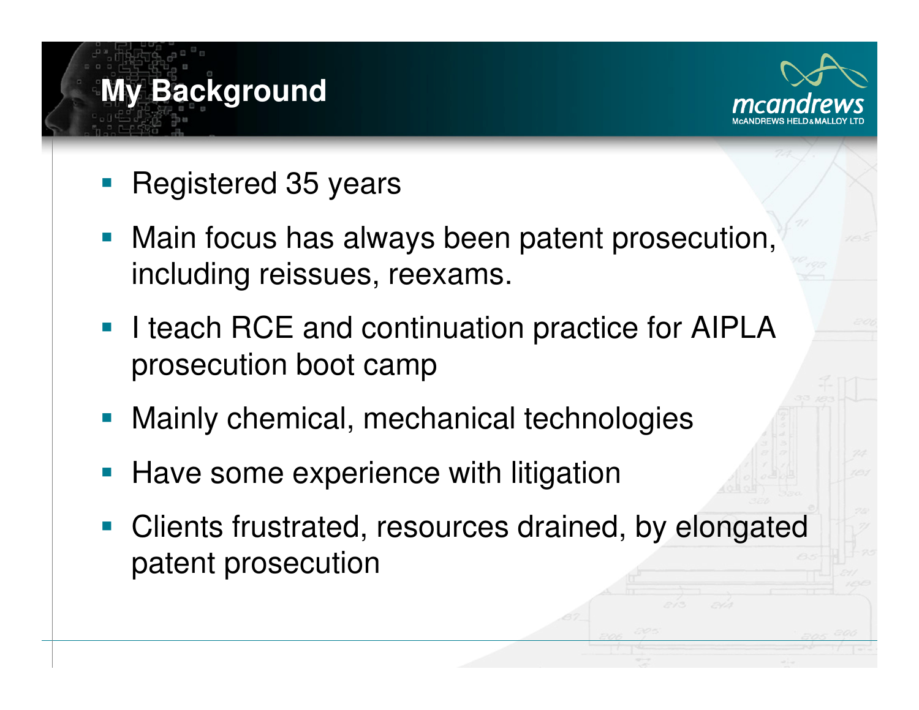# My Background

- Registered 35 years
- Main focus has always been patent prosecution, including reissues, reexams.
- I teach RCE and continuation practice for AIPLA prosecution boot camp
- Mainly chemical, mechanical technologies
- Have some experience with litigation
- Clients frustrated, resources drained, by elongated patent prosecution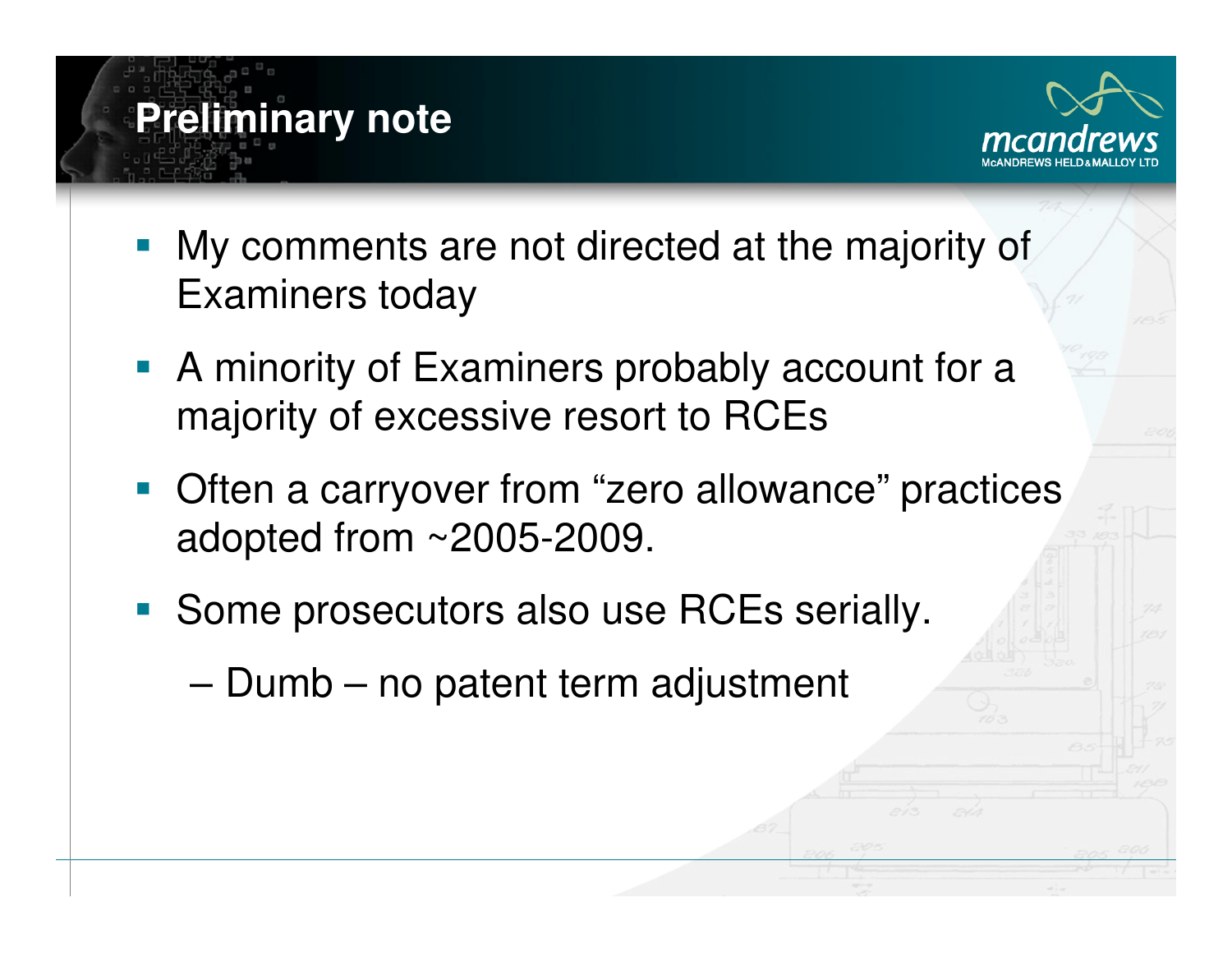# Preliminary note

- My comments are not directed at the majority of Examiners today
- A minority of Examiners probably account for a majority of excessive resort to RCEs
- Often a carryover from "zero allowance" practices adopted from ~2005-2009.
- Some prosecutors also use RCEs serially.
  - Dumb – no patent term adjustment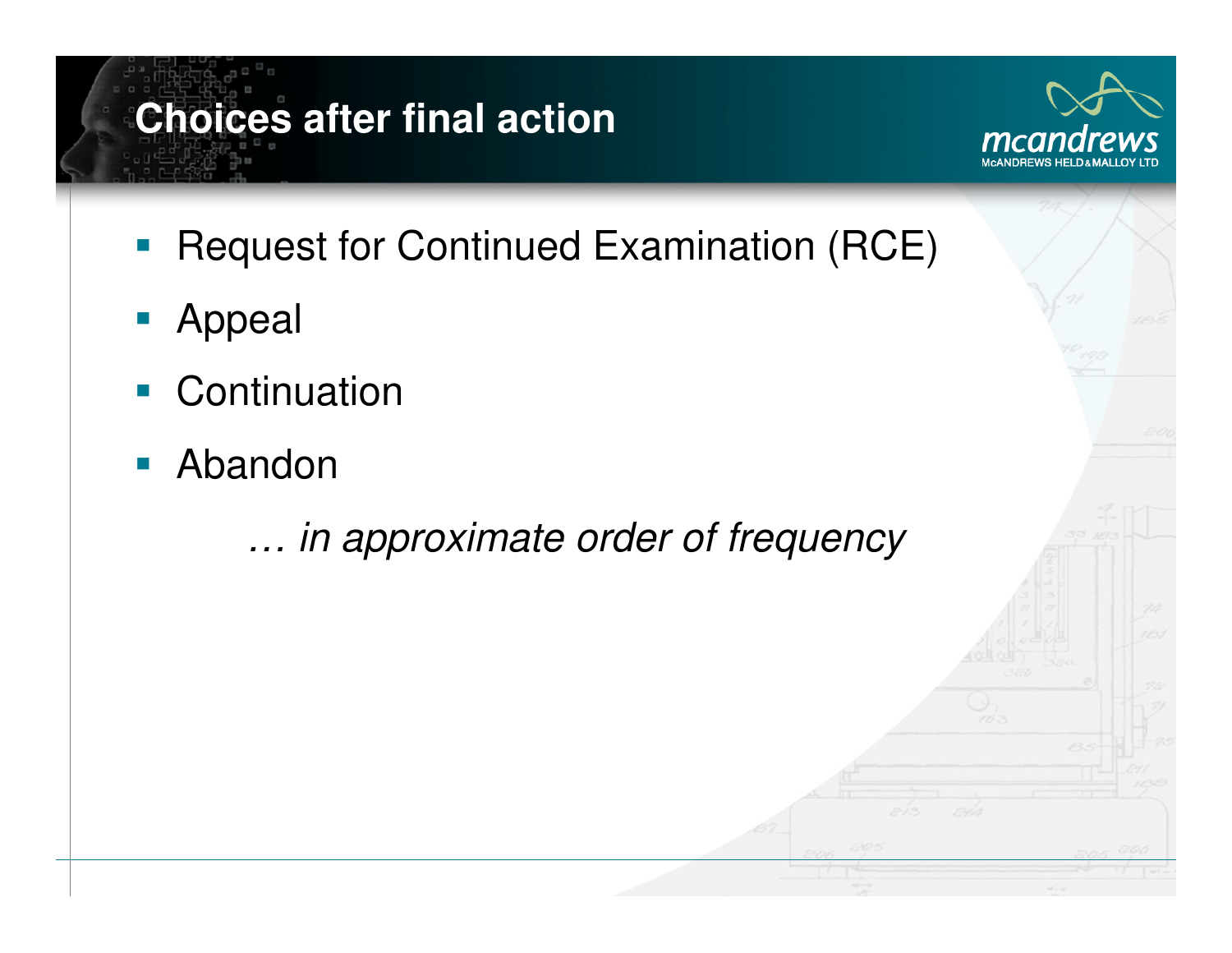# Choices after final action

- Request for Continued Examination (RCE)
- Appeal
- Continuation
- Abandon

*… in approximate order of frequency*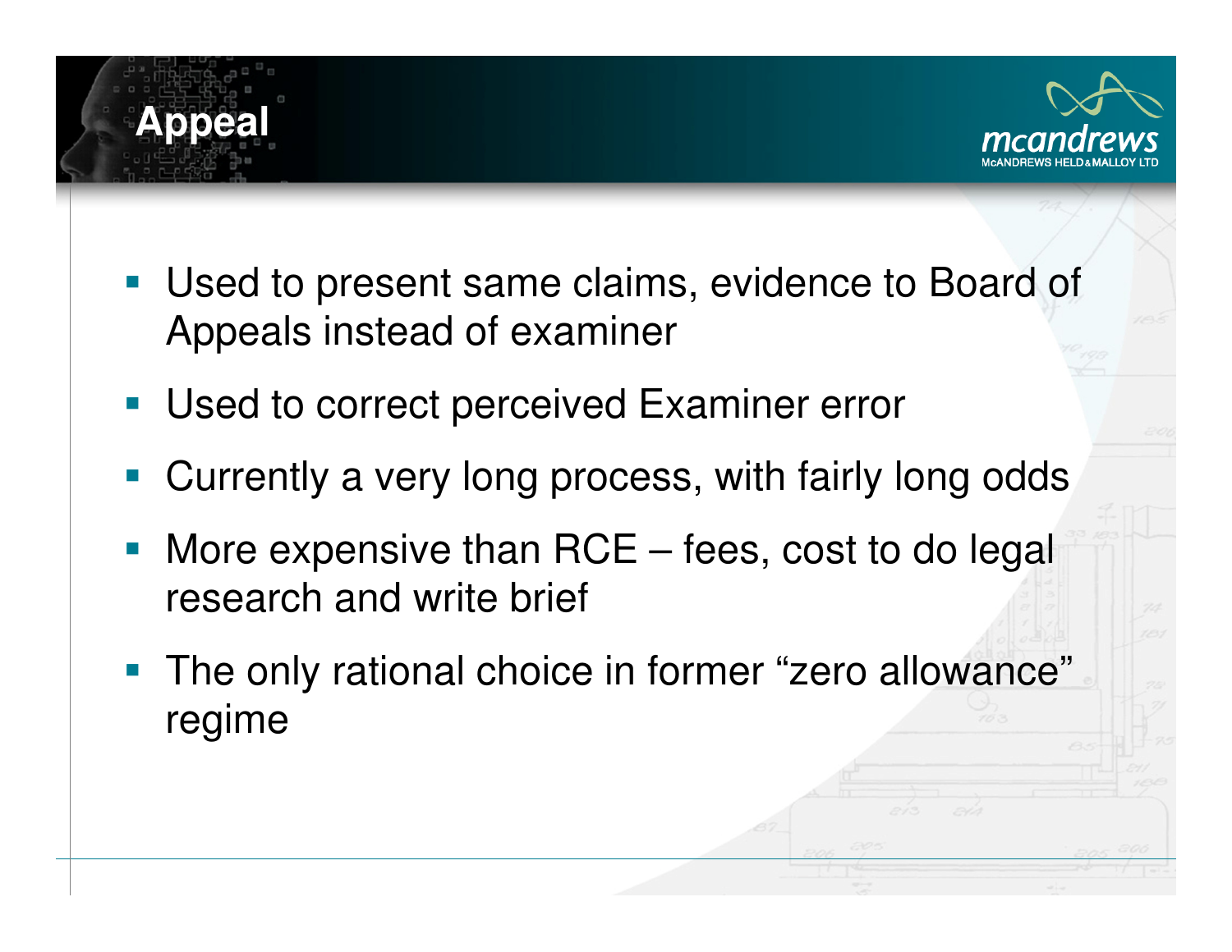# Appeal

- Used to present same claims, evidence to Board of Appeals instead of examiner
- Used to correct perceived Examiner error
- Currently a very long process, with fairly long odds
- More expensive than RCE – fees, cost to do legal research and write brief
- The only rational choice in former “zero allowance” regime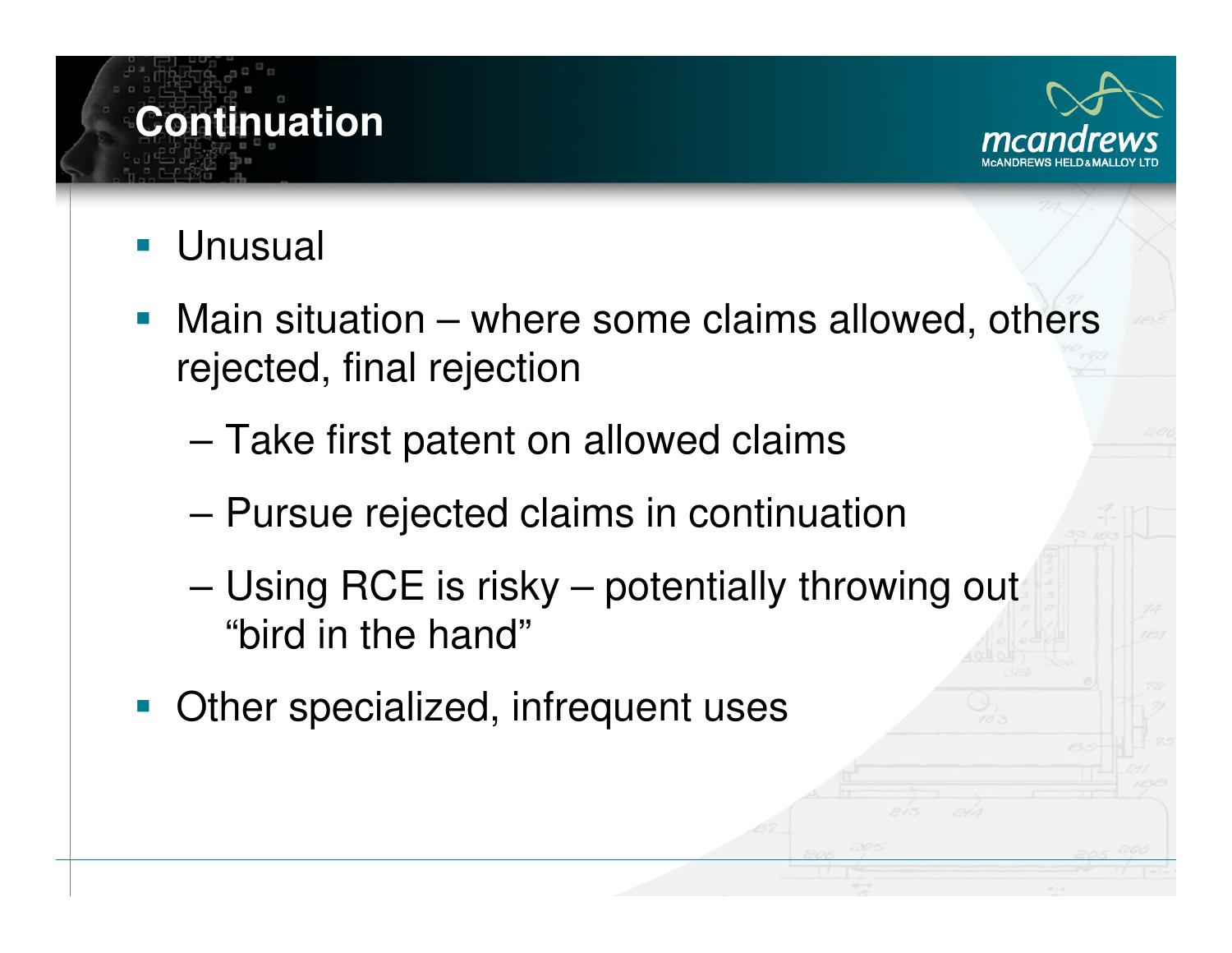# Continuation

- Unusual
- Main situation – where some claims allowed, others rejected, final rejection
  - Take first patent on allowed claims
  - Pursue rejected claims in continuation
  - Using RCE is risky – potentially throwing out "bird in the hand"
- Other specialized, infrequent uses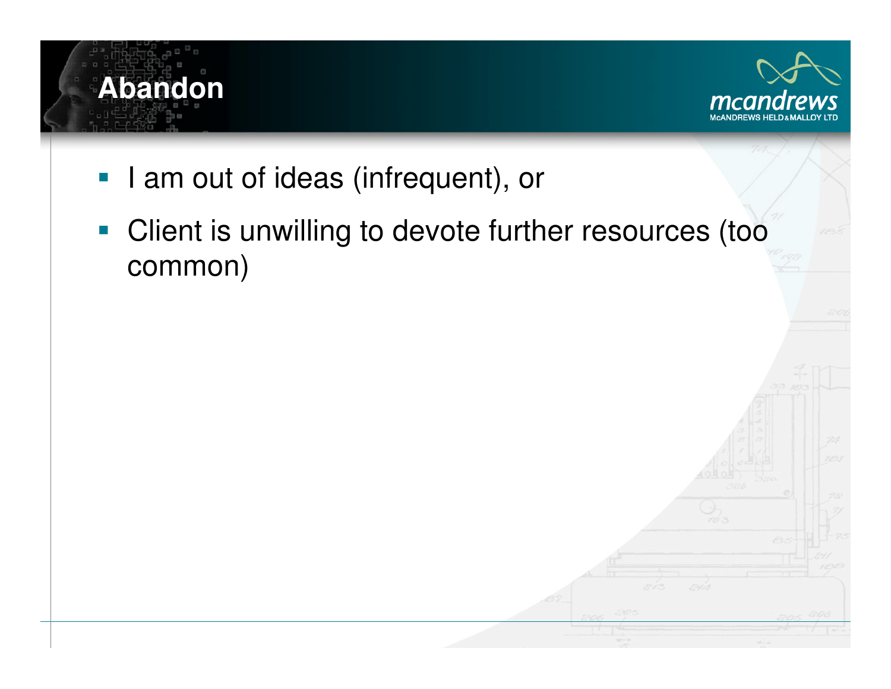# Abandon

- I am out of ideas (infrequent), or
- Client is unwilling to devote further resources (too common)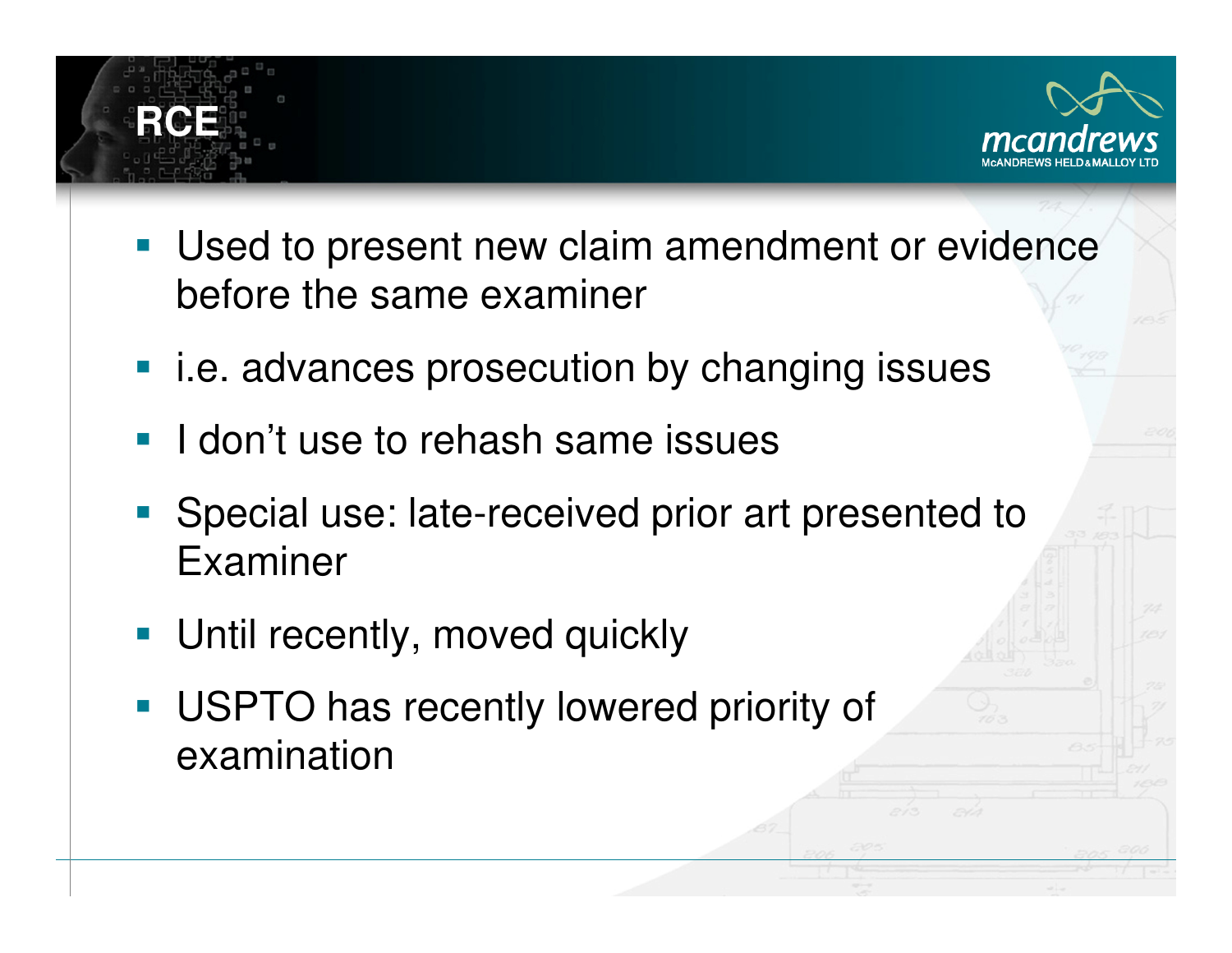# RCE

- Used to present new claim amendment or evidence before the same examiner
- i.e. advances prosecution by changing issues
- I don't use to rehash same issues
- Special use: late-received prior art presented to Examiner
- Until recently, moved quickly
- USPTO has recently lowered priority of examination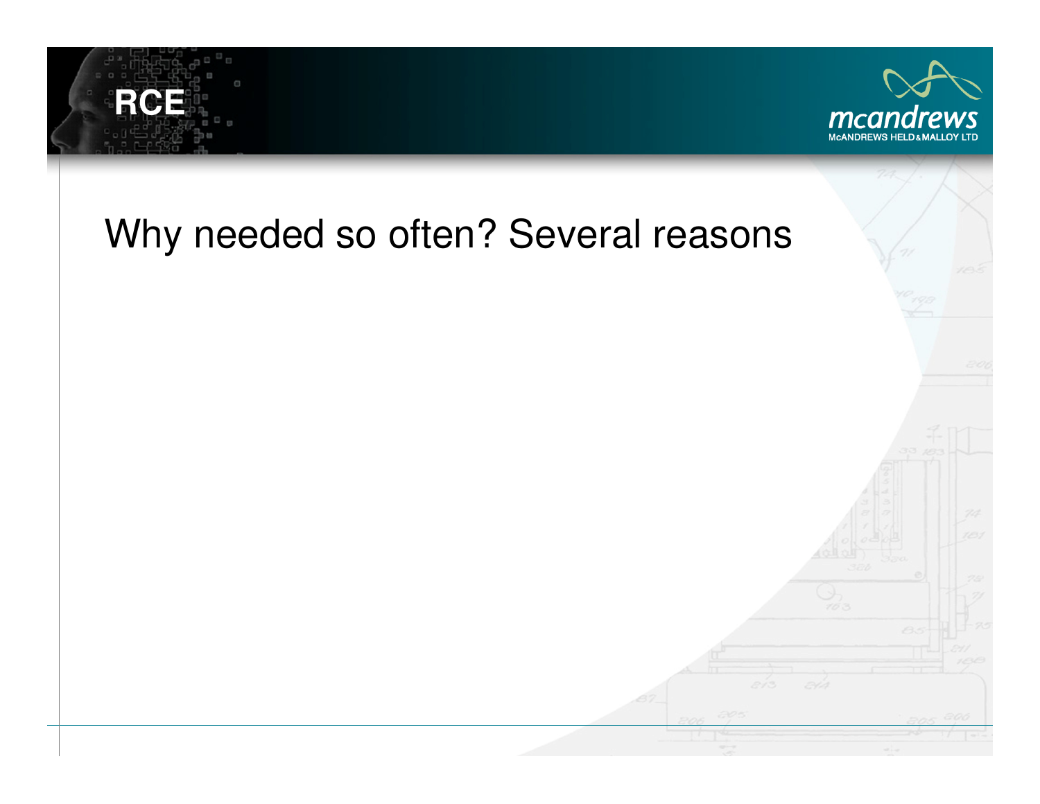# Why needed so often? Several reasons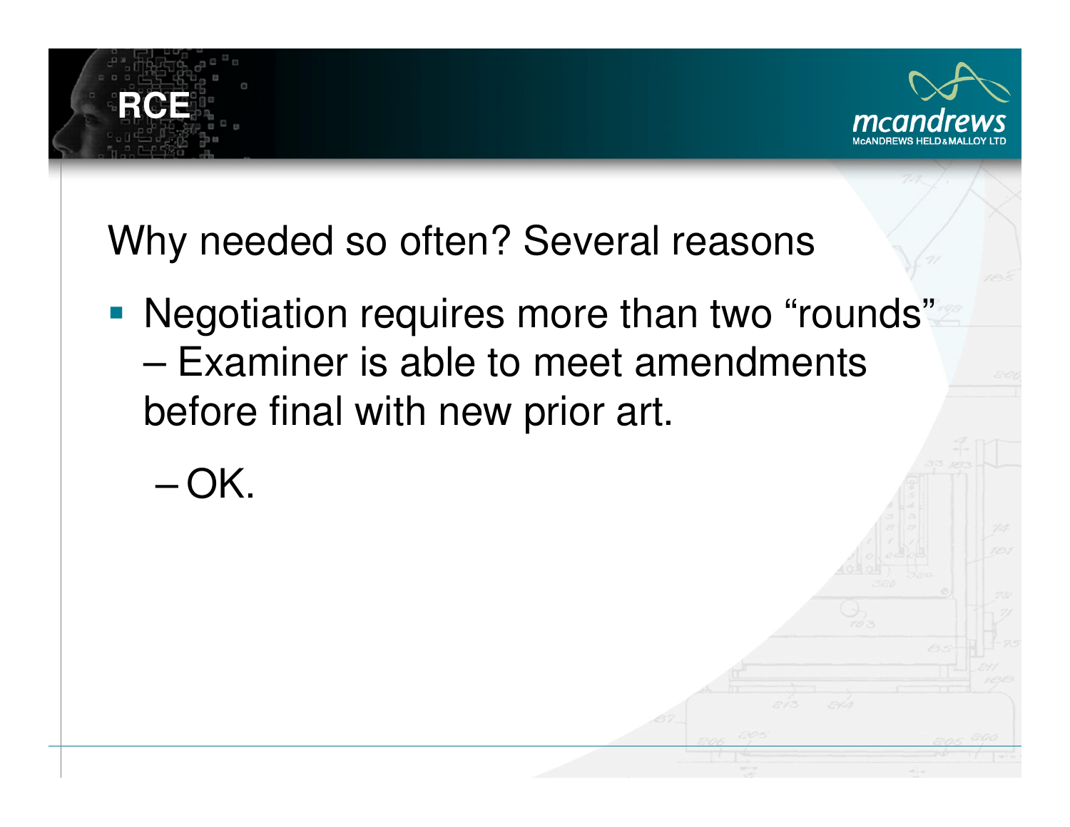# RCE

Why needed so often? Several reasons

- Negotiation requires more than two “rounds” – Examiner is able to meet amendments before final with new prior art.
  - OK.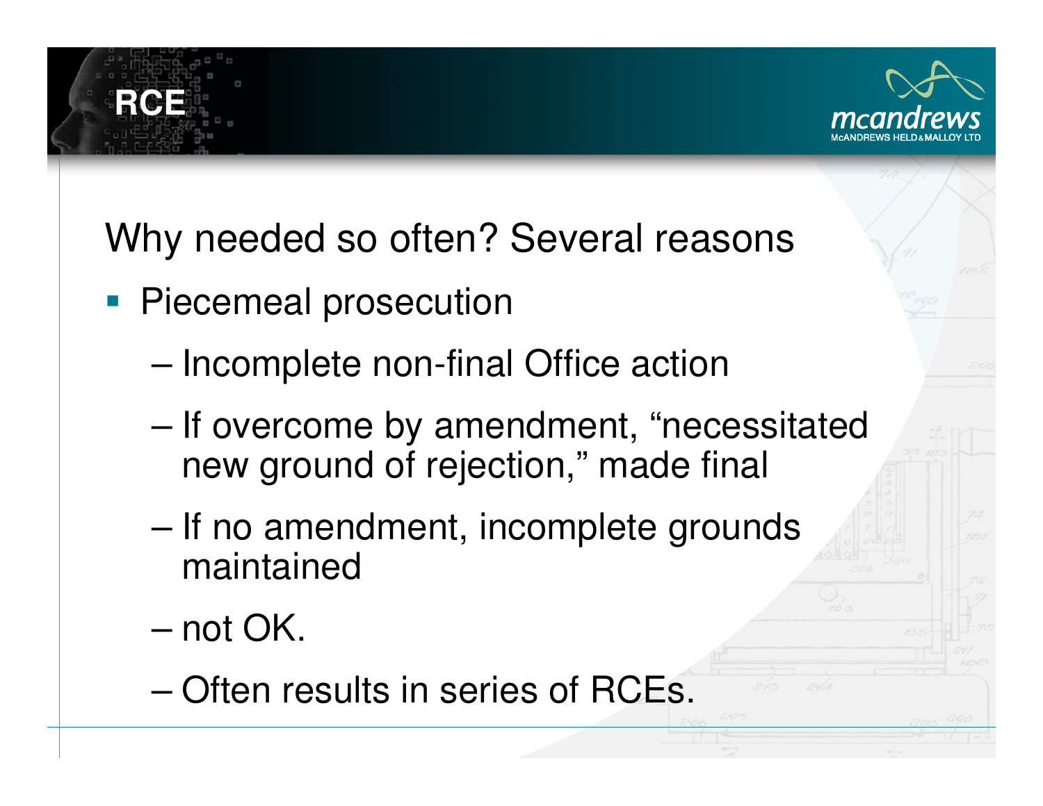# RCE

Why needed so often? Several reasons

- Piecemeal prosecution
  - Incomplete non-final Office action
  - If overcome by amendment, "necessitated new ground of rejection," made final
  - If no amendment, incomplete grounds maintained
  - not OK.
  - Often results in series of RCEs.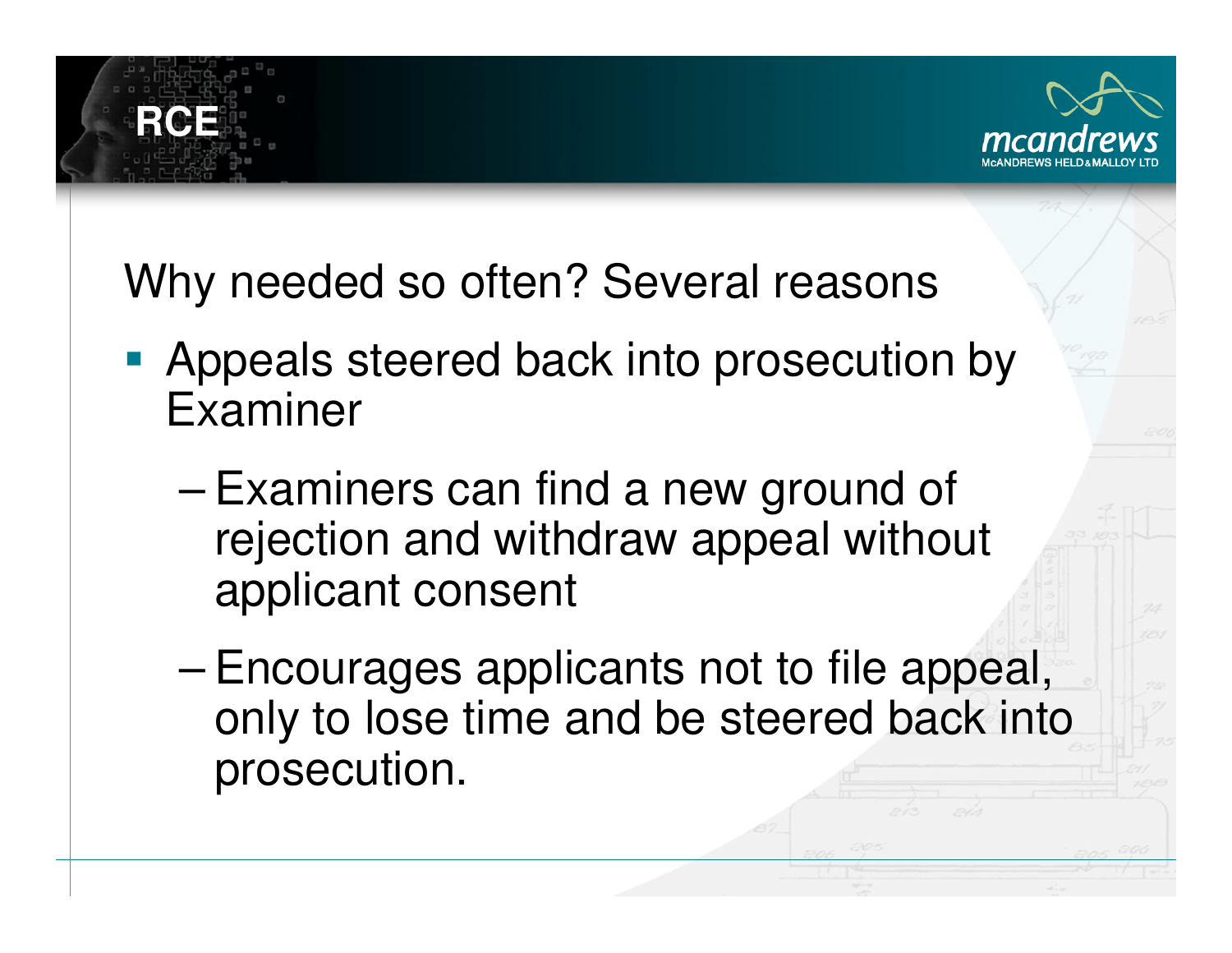# RCE

Why needed so often? Several reasons

- Appeals steered back into prosecution by Examiner
  - Examiners can find a new ground of rejection and withdraw appeal without applicant consent
  - Encourages applicants not to file appeal, only to lose time and be steered back into prosecution.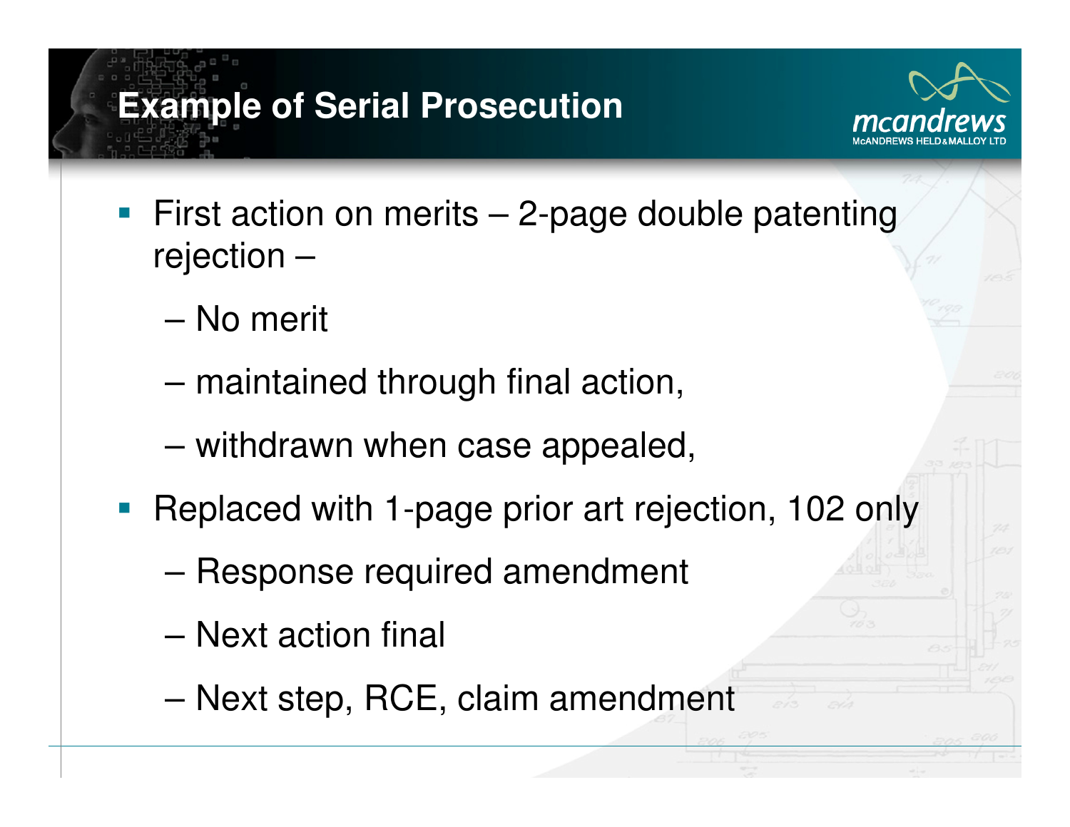# Example of Serial Prosecution

- First action on merits – 2-page double patenting rejection –
  - No merit
  - maintained through final action,
  - withdrawn when case appealed,
- Replaced with 1-page prior art rejection, 102 only
  - Response required amendment
  - Next action final
  - Next step, RCE, claim amendment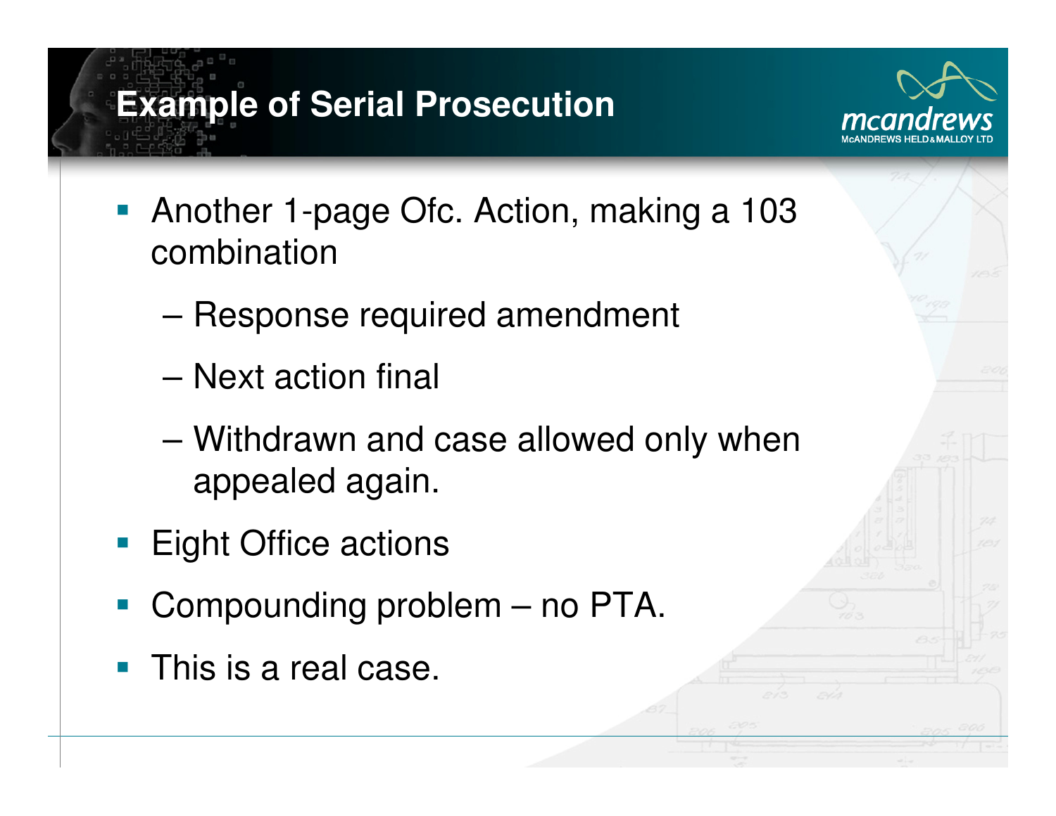# Example of Serial Prosecution

- Another 1-page Ofc. Action, making a 103 combination
  - Response required amendment
  - Next action final
  - Withdrawn and case allowed only when appealed again.
- Eight Office actions
- Compounding problem – no PTA.
- This is a real case.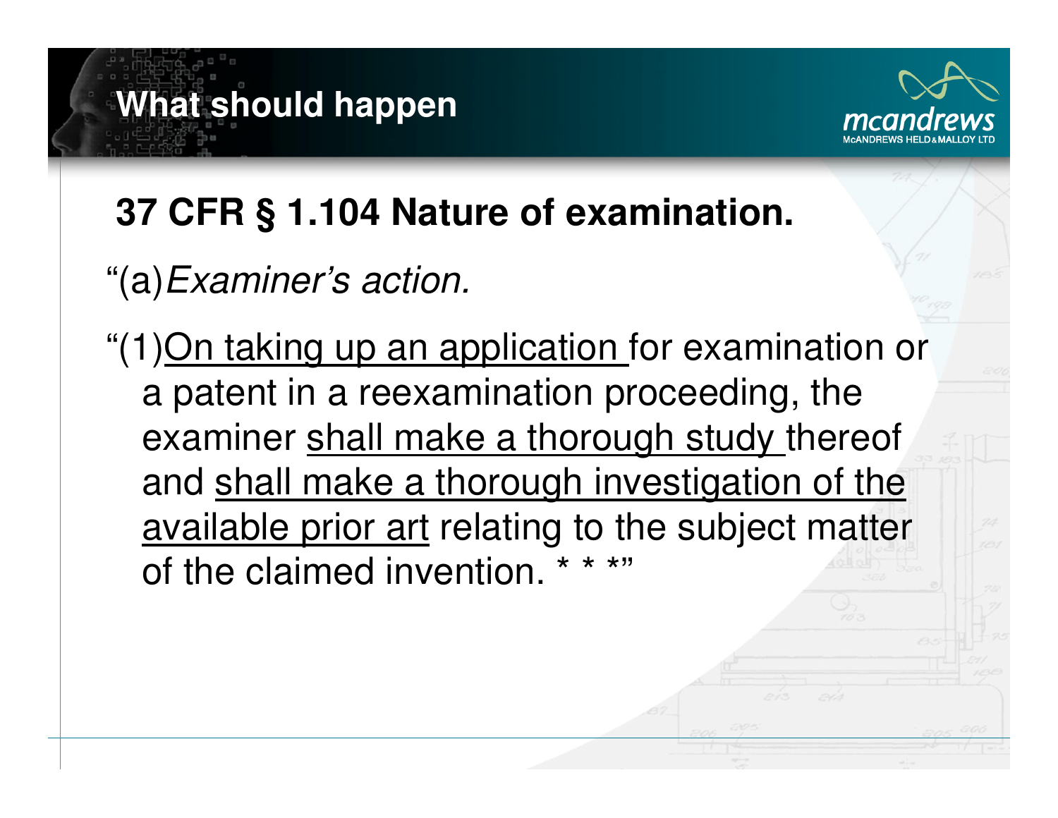# What should happen

## 37 CFR § 1.104 Nature of examination.

“(a)*Examiner’s action.*

“(1)<u>On taking up an application</u> for examination or a patent in a reexamination proceeding, the examiner <u>shall make a thorough study</u> thereof and <u>shall make a thorough investigation of the available prior art</u> relating to the subject matter of the claimed invention. * * *”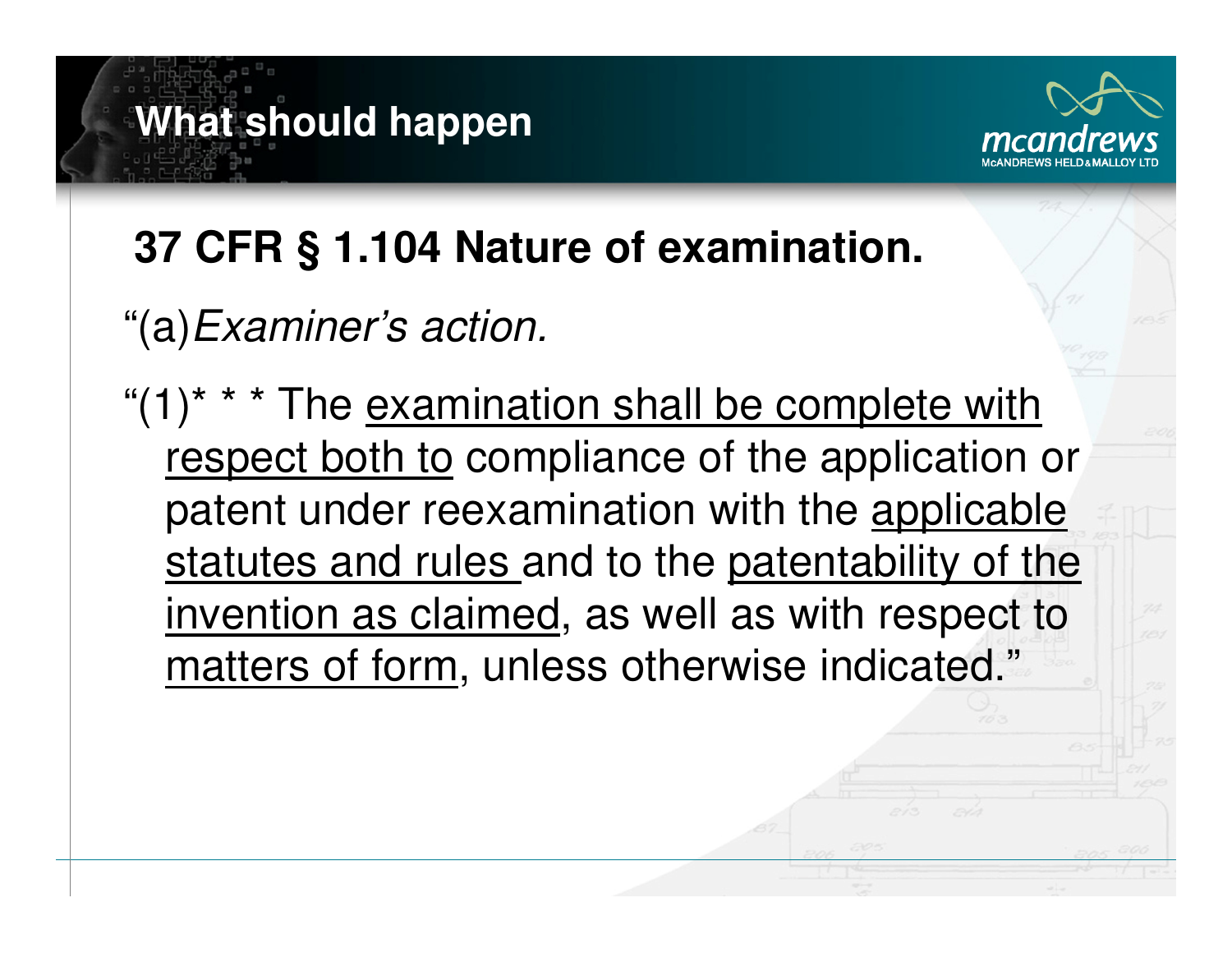# What should happen

## 37 CFR § 1.104 Nature of examination.

"(a) *Examiner's action.*

"(1)* * * The <u>examination shall be complete with respect both to</u> compliance of the application or patent under reexamination with the <u>applicable statutes and rules</u> and to the <u>patentability of the invention as claimed</u>, as well as with respect to <u>matters of form</u>, unless otherwise indicated."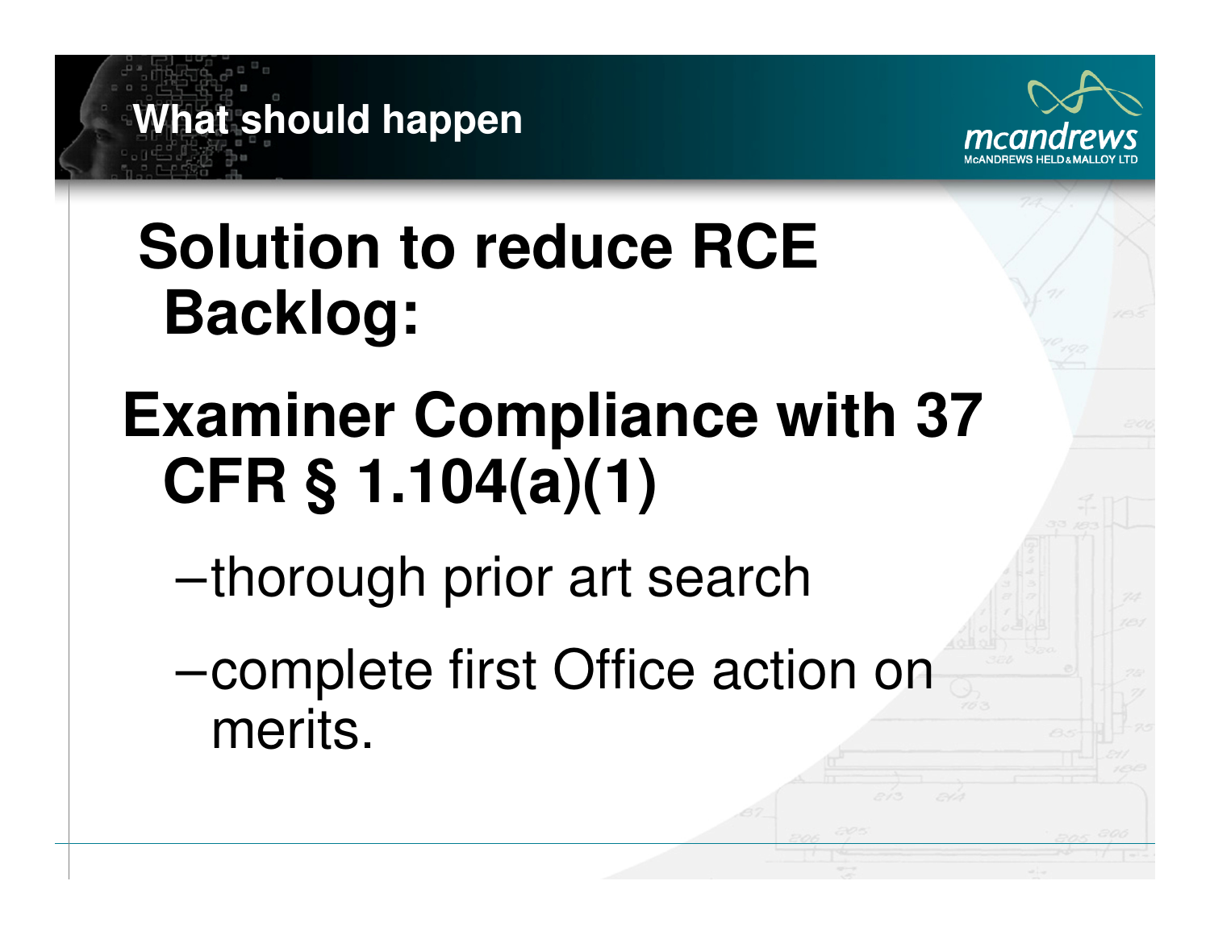# What should happen

**Solution to reduce RCE Backlog:**

**Examiner Compliance with 37 CFR § 1.104(a)(1)**

- thorough prior art search
- complete first Office action on merits.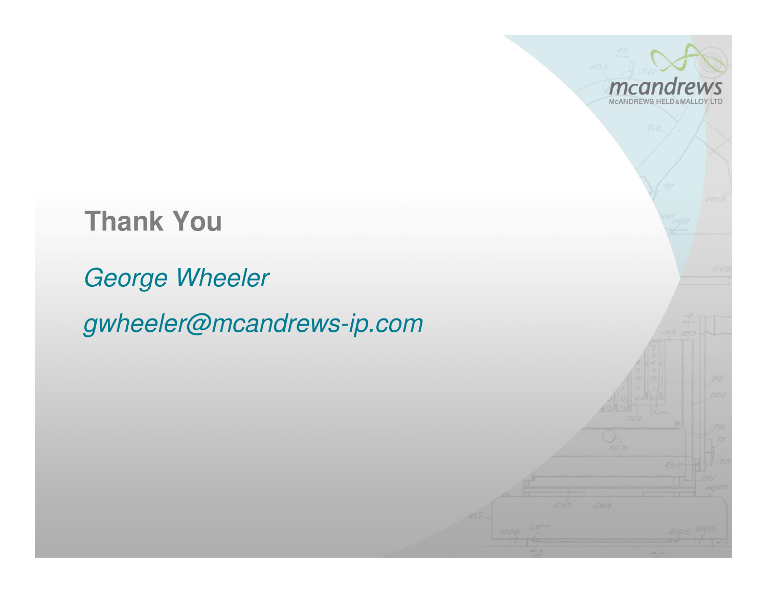# Thank You

*George Wheeler*

*gwheeler@mcandrews-ip.com*